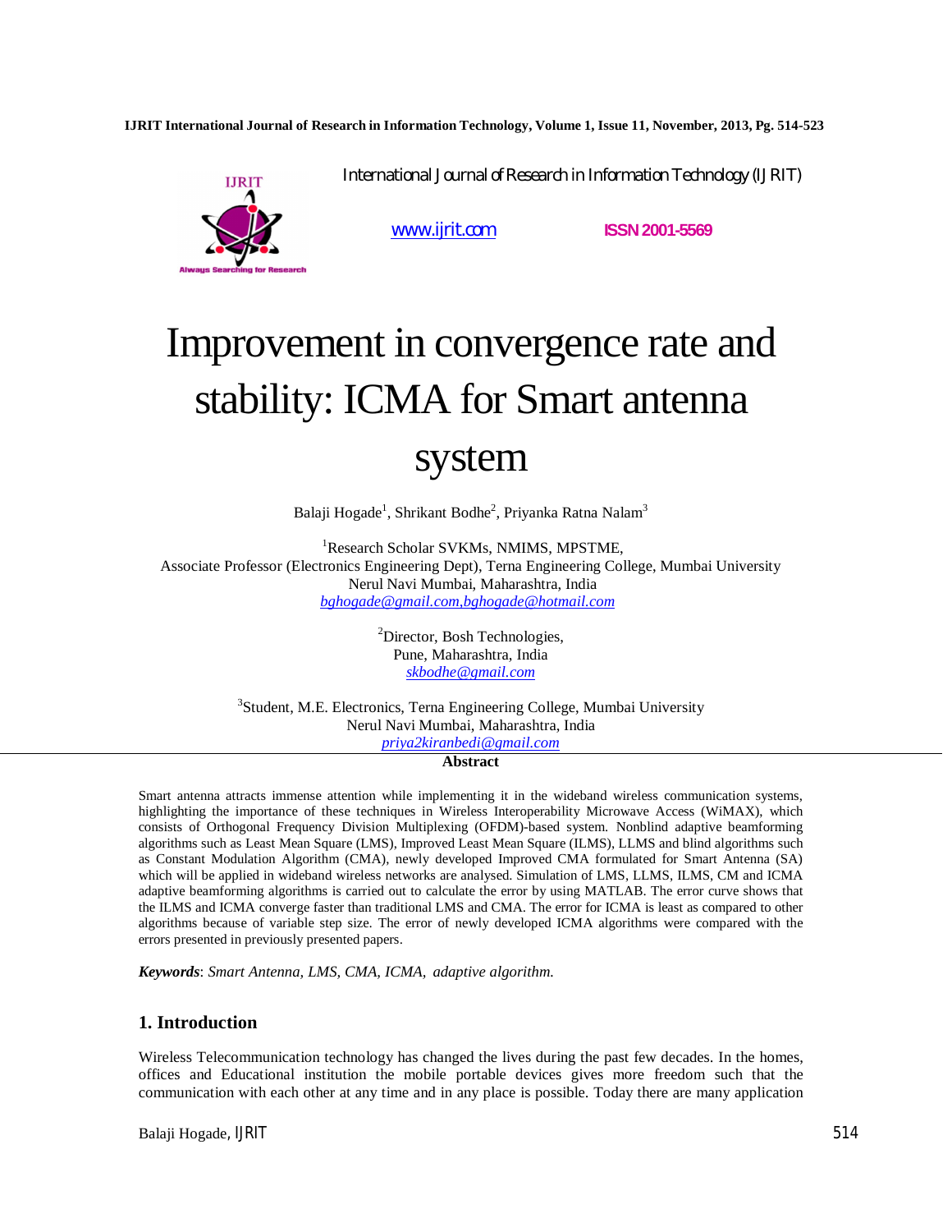International Journal of Research in Information Technology (IJRIT)

www.ijrit.com ISSN 2001-5569

# Improvement in convergence rate and stability: ICMA for Smart antenna system

Balaji Hogade[1], Shrikant Bodhe[2], Priyanka Ratna Nalam[3]

[1]Research Scholar SVKMs, NMIMS, MPSTME,
Associate Professor (Electronics Engineering Dept), Terna Engineering College, Mumbai University
Nerul Navi Mumbai, Maharashtra, India
bghogade@gmail.com,bghogade@hotmail.com

[2]Director, Bosh Technologies,
Pune, Maharashtra, India
skbodhe@gmail.com

[3]Student, M.E. Electronics, Terna Engineering College, Mumbai University
Nerul Navi Mumbai, Maharashtra, India
priya2kiranbedi@gmail.com

**Abstract**

Smart antenna attracts immense attention while implementing it in the wideband wireless communication systems, highlighting the importance of these techniques in Wireless Interoperability Microwave Access (WiMAX), which consists of Orthogonal Frequency Division Multiplexing (OFDM)-based system. Nonblind adaptive beamforming algorithms such as Least Mean Square (LMS), Improved Least Mean Square (ILMS), LLMS and blind algorithms such as Constant Modulation Algorithm (CMA), newly developed Improved CMA formulated for Smart Antenna (SA) which will be applied in wideband wireless networks are analysed. Simulation of LMS, LLMS, ILMS, CM and ICMA adaptive beamforming algorithms is carried out to calculate the error by using MATLAB. The error curve shows that the ILMS and ICMA converge faster than traditional LMS and CMA. The error for ICMA is least as compared to other algorithms because of variable step size. The error of newly developed ICMA algorithms were compared with the errors presented in previously presented papers.

***Keywords***: *Smart Antenna, LMS, CMA, ICMA, adaptive algorithm.*

## 1. Introduction

Wireless Telecommunication technology has changed the lives during the past few decades. In the homes, offices and Educational institution the mobile portable devices gives more freedom such that the communication with each other at any time and in any place is possible. Today there are many application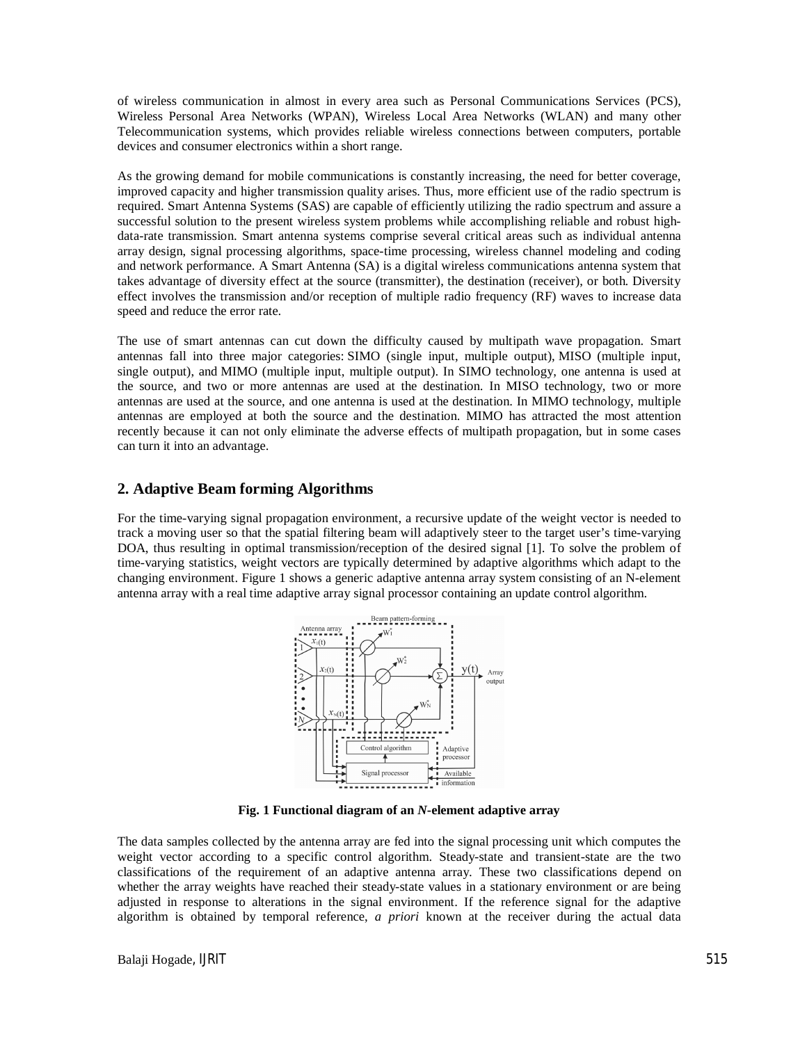of wireless communication in almost in every area such as Personal Communications Services (PCS), Wireless Personal Area Networks (WPAN), Wireless Local Area Networks (WLAN) and many other Telecommunication systems, which provides reliable wireless connections between computers, portable devices and consumer electronics within a short range.

As the growing demand for mobile communications is constantly increasing, the need for better coverage, improved capacity and higher transmission quality arises. Thus, more efficient use of the radio spectrum is required. Smart Antenna Systems (SAS) are capable of efficiently utilizing the radio spectrum and assure a successful solution to the present wireless system problems while accomplishing reliable and robust high-data-rate transmission. Smart antenna systems comprise several critical areas such as individual antenna array design, signal processing algorithms, space-time processing, wireless channel modeling and coding and network performance. A Smart Antenna (SA) is a digital wireless communications antenna system that takes advantage of diversity effect at the source (transmitter), the destination (receiver), or both. Diversity effect involves the transmission and/or reception of multiple radio frequency (RF) waves to increase data speed and reduce the error rate.

The use of smart antennas can cut down the difficulty caused by multipath wave propagation. Smart antennas fall into three major categories: SIMO (single input, multiple output), MISO (multiple input, single output), and MIMO (multiple input, multiple output). In SIMO technology, one antenna is used at the source, and two or more antennas are used at the destination. In MISO technology, two or more antennas are used at the source, and one antenna is used at the destination. In MIMO technology, multiple antennas are employed at both the source and the destination. MIMO has attracted the most attention recently because it can not only eliminate the adverse effects of multipath propagation, but in some cases can turn it into an advantage.

## 2. Adaptive Beam forming Algorithms

For the time-varying signal propagation environment, a recursive update of the weight vector is needed to track a moving user so that the spatial filtering beam will adaptively steer to the target user's time-varying DOA, thus resulting in optimal transmission/reception of the desired signal [1]. To solve the problem of time-varying statistics, weight vectors are typically determined by adaptive algorithms which adapt to the changing environment. Figure 1 shows a generic adaptive antenna array system consisting of an N-element antenna array with a real time adaptive array signal processor containing an update control algorithm.

**Fig. 1 Functional diagram of an *N*-element adaptive array**

The data samples collected by the antenna array are fed into the signal processing unit which computes the weight vector according to a specific control algorithm. Steady-state and transient-state are the two classifications of the requirement of an adaptive antenna array. These two classifications depend on whether the array weights have reached their steady-state values in a stationary environment or are being adjusted in response to alterations in the signal environment. If the reference signal for the adaptive algorithm is obtained by temporal reference, *a priori* known at the receiver during the actual data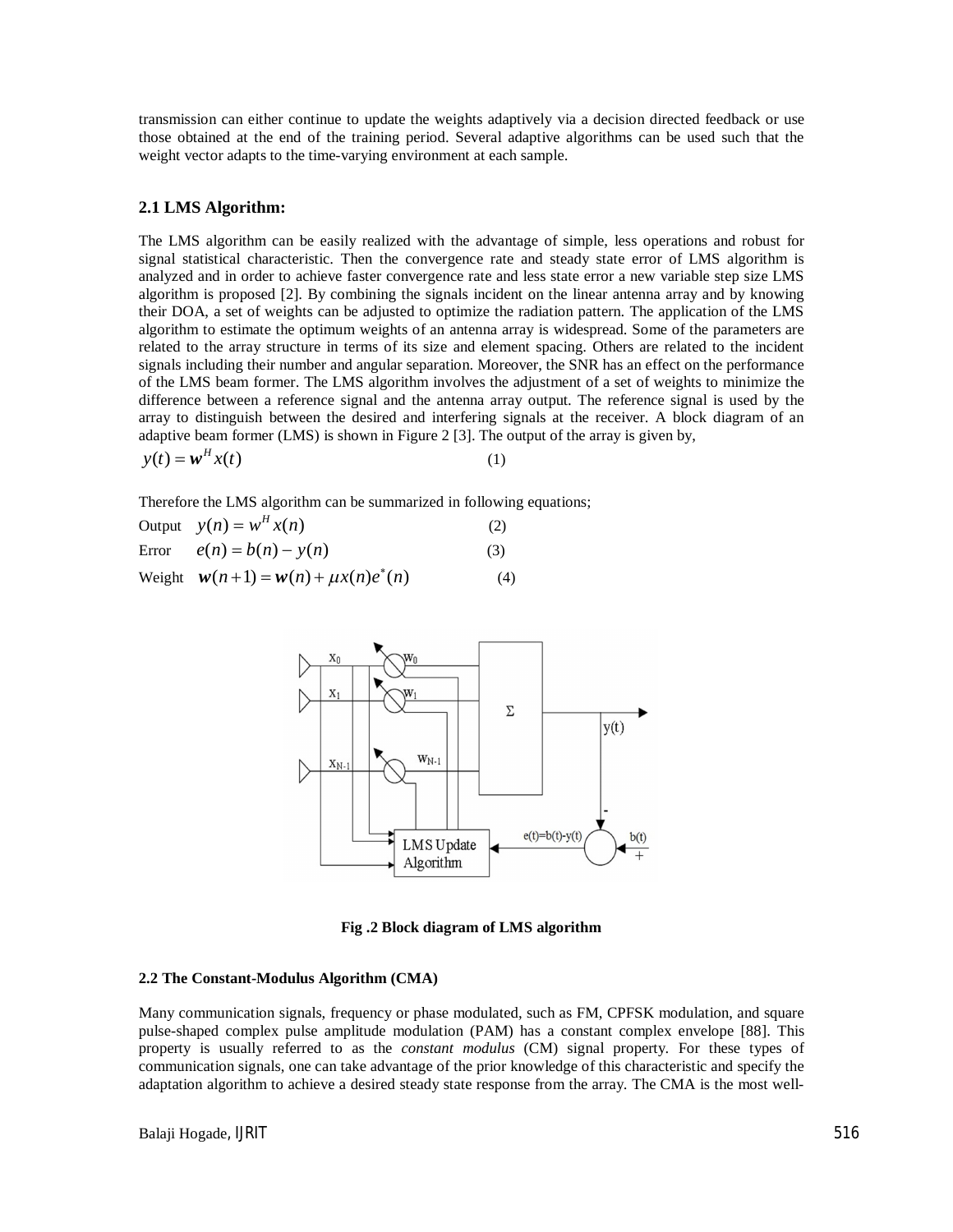transmission can either continue to update the weights adaptively via a decision directed feedback or use those obtained at the end of the training period. Several adaptive algorithms can be used such that the weight vector adapts to the time-varying environment at each sample.

### 2.1 LMS Algorithm:

The LMS algorithm can be easily realized with the advantage of simple, less operations and robust for signal statistical characteristic. Then the convergence rate and steady state error of LMS algorithm is analyzed and in order to achieve faster convergence rate and less state error a new variable step size LMS algorithm is proposed [2]. By combining the signals incident on the linear antenna array and by knowing their DOA, a set of weights can be adjusted to optimize the radiation pattern. The application of the LMS algorithm to estimate the optimum weights of an antenna array is widespread. Some of the parameters are related to the array structure in terms of its size and element spacing. Others are related to the incident signals including their number and angular separation. Moreover, the SNR has an effect on the performance of the LMS beam former. The LMS algorithm involves the adjustment of a set of weights to minimize the difference between a reference signal and the antenna array output. The reference signal is used by the array to distinguish between the desired and interfering signals at the receiver. A block diagram of an adaptive beam former (LMS) is shown in Figure 2 [3]. The output of the array is given by,

$$y(t) = \boldsymbol{w}^H x(t) \qquad (1)$$

Therefore the LMS algorithm can be summarized in following equations;

Output $\quad y(n) = w^H x(n) \qquad (2)$

Error $\quad e(n) = b(n) - y(n) \qquad (3)$

Weight $\quad \boldsymbol{w}(n+1) = \boldsymbol{w}(n) + \mu x(n) e^*(n) \qquad (4)$

**Fig .2 Block diagram of LMS algorithm**

### 2.2 The Constant-Modulus Algorithm (CMA)

Many communication signals, frequency or phase modulated, such as FM, CPFSK modulation, and square pulse-shaped complex pulse amplitude modulation (PAM) has a constant complex envelope [88]. This property is usually referred to as the *constant modulus* (CM) signal property. For these types of communication signals, one can take advantage of the prior knowledge of this characteristic and specify the adaptation algorithm to achieve a desired steady state response from the array. The CMA is the most well-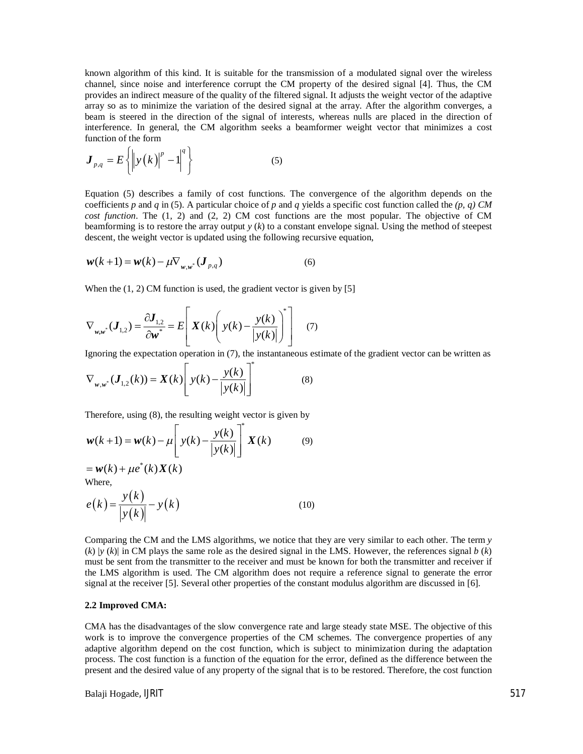known algorithm of this kind. It is suitable for the transmission of a modulated signal over the wireless channel, since noise and interference corrupt the CM property of the desired signal [4]. Thus, the CM provides an indirect measure of the quality of the filtered signal. It adjusts the weight vector of the adaptive array so as to minimize the variation of the desired signal at the array. After the algorithm converges, a beam is steered in the direction of the signal of interests, whereas nulls are placed in the direction of interference. In general, the CM algorithm seeks a beamformer weight vector that minimizes a cost function of the form

$$\boldsymbol{J}_{p,q} = E\left\{\left\| y(k)\right|^{p} - 1\right|^{q}\right\} \qquad (5)$$

Equation (5) describes a family of cost functions. The convergence of the algorithm depends on the coefficients $p$ and $q$ in (5). A particular choice of $p$ and $q$ yields a specific cost function called the *(p, q) CM cost function*. The (1, 2) and (2, 2) CM cost functions are the most popular. The objective of CM beamforming is to restore the array output $y(k)$ to a constant envelope signal. Using the method of steepest descent, the weight vector is updated using the following recursive equation,

$$\boldsymbol{w}(k+1) = \boldsymbol{w}(k) - \mu \nabla_{\boldsymbol{w},\boldsymbol{w}^*}(\boldsymbol{J}_{p,q}) \qquad (6)$$

When the (1, 2) CM function is used, the gradient vector is given by [5]

$$\nabla_{\boldsymbol{w},\boldsymbol{w}^*}(\boldsymbol{J}_{1,2}) = \frac{\partial \boldsymbol{J}_{1,2}}{\partial \boldsymbol{w}^*} = E\left[\boldsymbol{X}(k)\left(y(k) - \frac{y(k)}{|y(k)|}\right)^*\right] \qquad (7)$$

Ignoring the expectation operation in (7), the instantaneous estimate of the gradient vector can be written as

$$\nabla_{\boldsymbol{w},\boldsymbol{w}^*}(\boldsymbol{J}_{1,2}(k)) = \boldsymbol{X}(k)\left[y(k) - \frac{y(k)}{|y(k)|}\right]^* \qquad (8)$$

Therefore, using (8), the resulting weight vector is given by

$$\boldsymbol{w}(k+1) = \boldsymbol{w}(k) - \mu\left[y(k) - \frac{y(k)}{|y(k)|}\right]^* \boldsymbol{X}(k) \qquad (9)$$

$$= \boldsymbol{w}(k) + \mu e^*(k)\boldsymbol{X}(k)$$

Where,

$$e(k) = \frac{y(k)}{|y(k)|} - y(k) \qquad (10)$$

Comparing the CM and the LMS algorithms, we notice that they are very similar to each other. The term $y(k)$ $|y(k)|$ in CM plays the same role as the desired signal in the LMS. However, the references signal $b(k)$ must be sent from the transmitter to the receiver and must be known for both the transmitter and receiver if the LMS algorithm is used. The CM algorithm does not require a reference signal to generate the error signal at the receiver [5]. Several other properties of the constant modulus algorithm are discussed in [6].

### 2.2 Improved CMA:

CMA has the disadvantages of the slow convergence rate and large steady state MSE. The objective of this work is to improve the convergence properties of the CM schemes. The convergence properties of any adaptive algorithm depend on the cost function, which is subject to minimization during the adaptation process. The cost function is a function of the equation for the error, defined as the difference between the present and the desired value of any property of the signal that is to be restored. Therefore, the cost function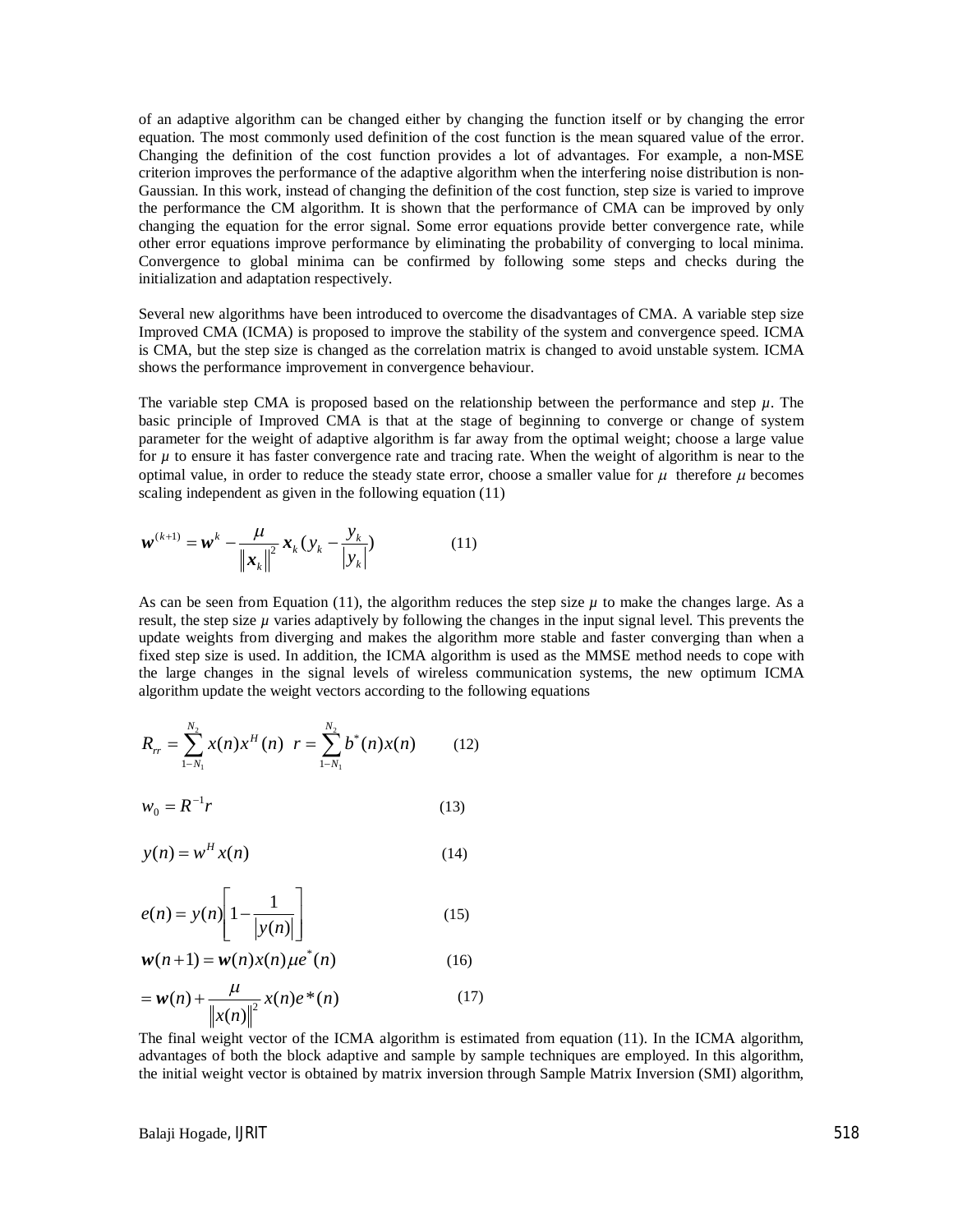of an adaptive algorithm can be changed either by changing the function itself or by changing the error equation. The most commonly used definition of the cost function is the mean squared value of the error. Changing the definition of the cost function provides a lot of advantages. For example, a non-MSE criterion improves the performance of the adaptive algorithm when the interfering noise distribution is non-Gaussian. In this work, instead of changing the definition of the cost function, step size is varied to improve the performance the CM algorithm. It is shown that the performance of CMA can be improved by only changing the equation for the error signal. Some error equations provide better convergence rate, while other error equations improve performance by eliminating the probability of converging to local minima. Convergence to global minima can be confirmed by following some steps and checks during the initialization and adaptation respectively.

Several new algorithms have been introduced to overcome the disadvantages of CMA. A variable step size Improved CMA (ICMA) is proposed to improve the stability of the system and convergence speed. ICMA is CMA, but the step size is changed as the correlation matrix is changed to avoid unstable system. ICMA shows the performance improvement in convergence behaviour.

The variable step CMA is proposed based on the relationship between the performance and step $\mu$. The basic principle of Improved CMA is that at the stage of beginning to converge or change of system parameter for the weight of adaptive algorithm is far away from the optimal weight; choose a large value for $\mu$ to ensure it has faster convergence rate and tracing rate. When the weight of algorithm is near to the optimal value, in order to reduce the steady state error, choose a smaller value for $\mu$ therefore $\mu$ becomes scaling independent as given in the following equation (11)

$$\boldsymbol{w}^{(k+1)} = \boldsymbol{w}^{k} - \frac{\mu}{\|\boldsymbol{x}_k\|^2}\boldsymbol{x}_k\left(y_k - \frac{y_k}{|y_k|}\right) \qquad (11)$$

As can be seen from Equation (11), the algorithm reduces the step size $\mu$ to make the changes large. As a result, the step size $\mu$ varies adaptively by following the changes in the input signal level. This prevents the update weights from diverging and makes the algorithm more stable and faster converging than when a fixed step size is used. In addition, the ICMA algorithm is used as the MMSE method needs to cope with the large changes in the signal levels of wireless communication systems, the new optimum ICMA algorithm update the weight vectors according to the following equations

$$R_{rr} = \sum_{1-N_1}^{N_2} x(n)x^H(n) \quad r = \sum_{1-N_1}^{N_2} b^*(n)x(n) \qquad (12)$$

$$w_0 = R^{-1}r \qquad (13)$$

$$y(n) = w^H x(n) \qquad (14)$$

$$e(n) = y(n)\left[1 - \frac{1}{|y(n)|}\right] \qquad (15)$$

$$\boldsymbol{w}(n+1) = \boldsymbol{w}(n)x(n)\mu e^*(n) \qquad (16)$$

$$= \boldsymbol{w}(n) + \frac{\mu}{\|x(n)\|^2}x(n)e^*(n) \qquad (17)$$

The final weight vector of the ICMA algorithm is estimated from equation (11). In the ICMA algorithm, advantages of both the block adaptive and sample by sample techniques are employed. In this algorithm, the initial weight vector is obtained by matrix inversion through Sample Matrix Inversion (SMI) algorithm,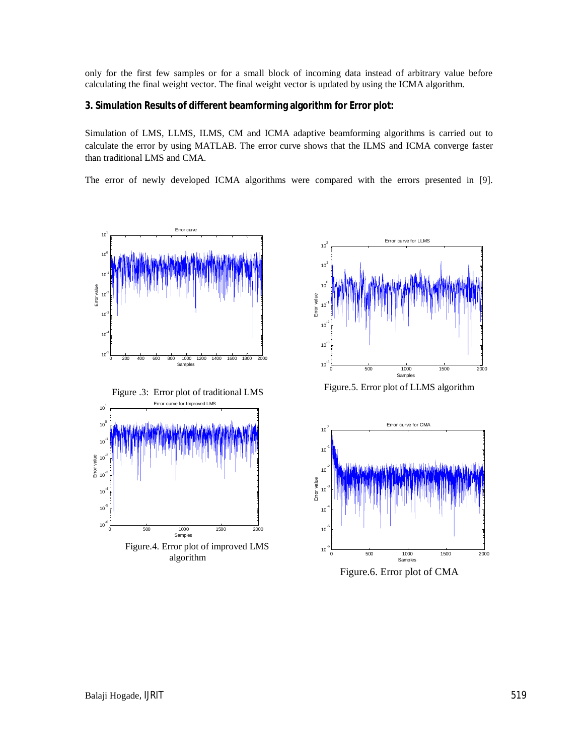only for the first few samples or for a small block of incoming data instead of arbitrary value before calculating the final weight vector. The final weight vector is updated by using the ICMA algorithm.

## 3. Simulation Results of different beamforming algorithm for Error plot:

Simulation of LMS, LLMS, ILMS, CM and ICMA adaptive beamforming algorithms is carried out to calculate the error by using MATLAB. The error curve shows that the ILMS and ICMA converge faster than traditional LMS and CMA.

The error of newly developed ICMA algorithms were compared with the errors presented in [9].

Figure .3: Error plot of traditional LMS

Figure.5. Error plot of LLMS algorithm

Figure.4. Error plot of improved LMS algorithm

Figure.6. Error plot of CMA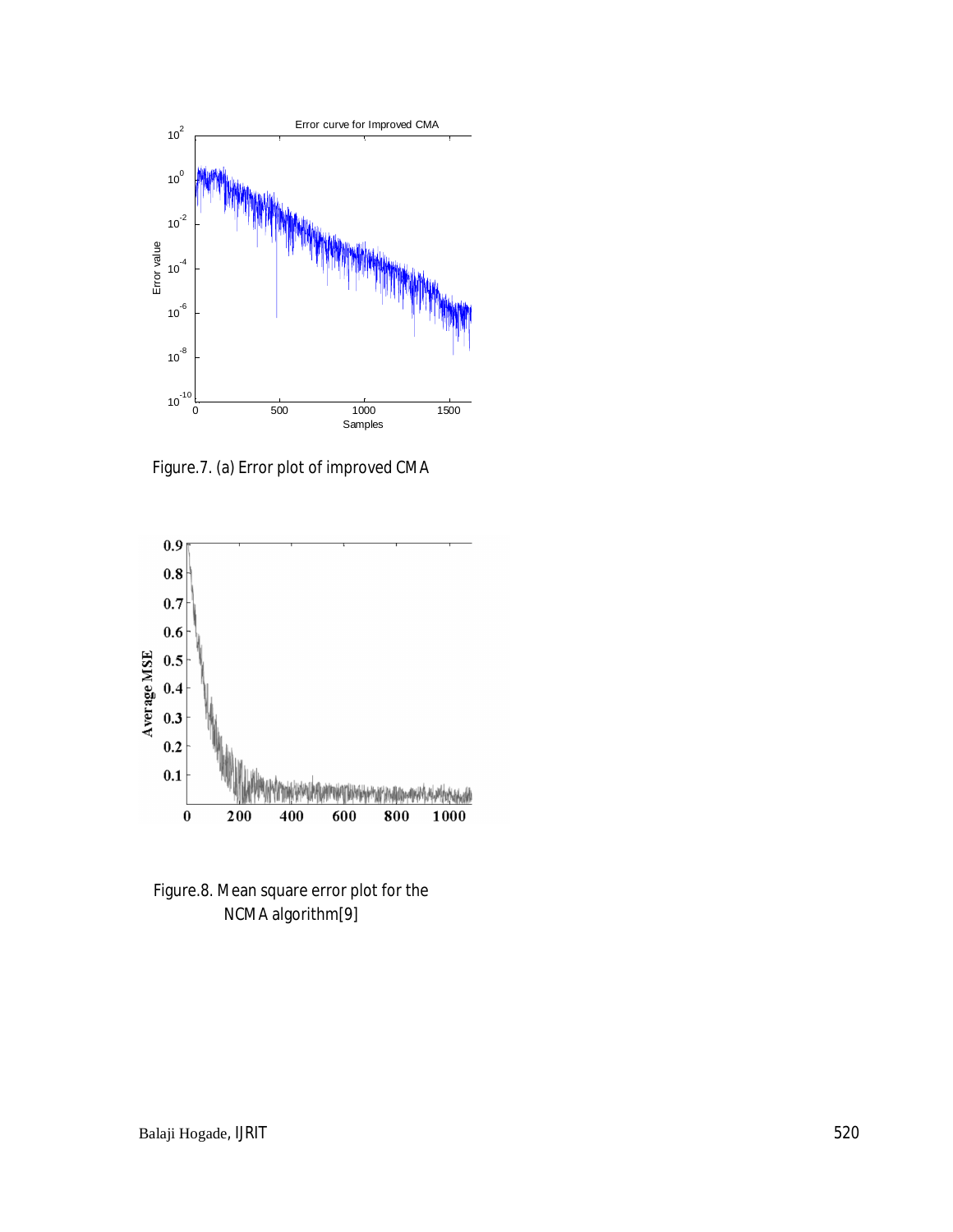Figure.7. (a) Error plot of improved CMA

Figure.8. Mean square error plot for the NCMA algorithm[9]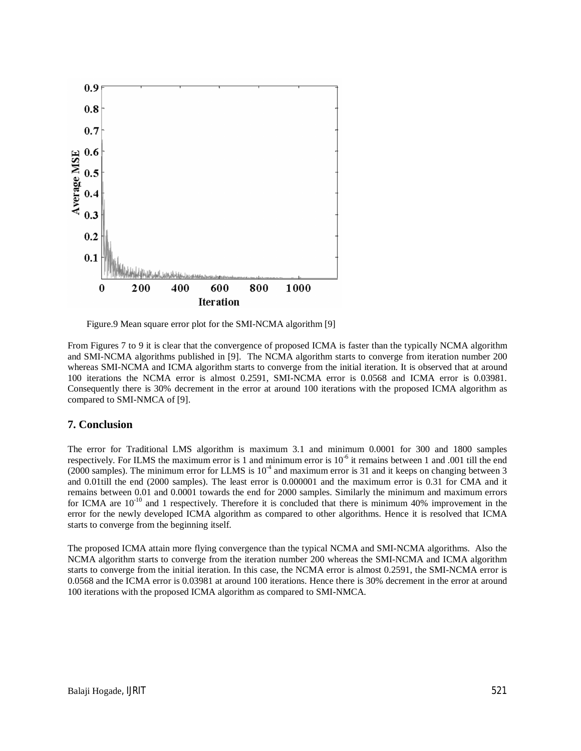Figure.9 Mean square error plot for the SMI-NCMA algorithm [9]

From Figures 7 to 9 it is clear that the convergence of proposed ICMA is faster than the typically NCMA algorithm and SMI-NCMA algorithms published in [9]. The NCMA algorithm starts to converge from iteration number 200 whereas SMI-NCMA and ICMA algorithm starts to converge from the initial iteration. It is observed that at around 100 iterations the NCMA error is almost 0.2591, SMI-NCMA error is 0.0568 and ICMA error is 0.03981. Consequently there is 30% decrement in the error at around 100 iterations with the proposed ICMA algorithm as compared to SMI-NMCA of [9].

## 7. Conclusion

The error for Traditional LMS algorithm is maximum 3.1 and minimum 0.0001 for 300 and 1800 samples respectively. For ILMS the maximum error is 1 and minimum error is $10^{-6}$ it remains between 1 and .001 till the end (2000 samples). The minimum error for LLMS is $10^{-4}$ and maximum error is 31 and it keeps on changing between 3 and 0.01till the end (2000 samples). The least error is 0.000001 and the maximum error is 0.31 for CMA and it remains between 0.01 and 0.0001 towards the end for 2000 samples. Similarly the minimum and maximum errors for ICMA are $10^{-10}$ and 1 respectively. Therefore it is concluded that there is minimum 40% improvement in the error for the newly developed ICMA algorithm as compared to other algorithms. Hence it is resolved that ICMA starts to converge from the beginning itself.

The proposed ICMA attain more flying convergence than the typical NCMA and SMI-NCMA algorithms. Also the NCMA algorithm starts to converge from the iteration number 200 whereas the SMI-NCMA and ICMA algorithm starts to converge from the initial iteration. In this case, the NCMA error is almost 0.2591, the SMI-NCMA error is 0.0568 and the ICMA error is 0.03981 at around 100 iterations. Hence there is 30% decrement in the error at around 100 iterations with the proposed ICMA algorithm as compared to SMI-NMCA.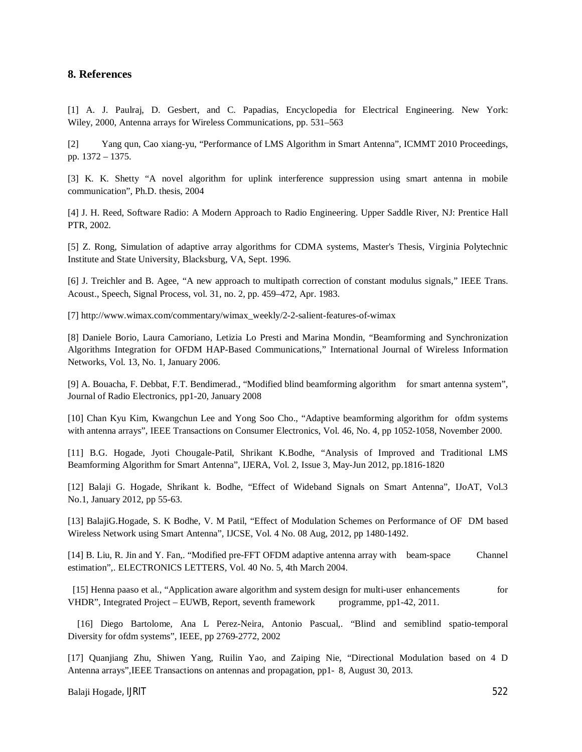## 8. References

[1] A. J. Paulraj, D. Gesbert, and C. Papadias, Encyclopedia for Electrical Engineering. New York: Wiley, 2000, Antenna arrays for Wireless Communications, pp. 531–563

[2] Yang qun, Cao xiang-yu, "Performance of LMS Algorithm in Smart Antenna", ICMMT 2010 Proceedings, pp. 1372 – 1375.

[3] K. K. Shetty "A novel algorithm for uplink interference suppression using smart antenna in mobile communication", Ph.D. thesis, 2004

[4] J. H. Reed, Software Radio: A Modern Approach to Radio Engineering. Upper Saddle River, NJ: Prentice Hall PTR, 2002.

[5] Z. Rong, Simulation of adaptive array algorithms for CDMA systems, Master's Thesis, Virginia Polytechnic Institute and State University, Blacksburg, VA, Sept. 1996.

[6] J. Treichler and B. Agee, "A new approach to multipath correction of constant modulus signals," IEEE Trans. Acoust., Speech, Signal Process, vol. 31, no. 2, pp. 459–472, Apr. 1983.

[7] http://www.wimax.com/commentary/wimax_weekly/2-2-salient-features-of-wimax

[8] Daniele Borio, Laura Camoriano, Letizia Lo Presti and Marina Mondin, "Beamforming and Synchronization Algorithms Integration for OFDM HAP-Based Communications," International Journal of Wireless Information Networks, Vol. 13, No. 1, January 2006.

[9] A. Bouacha, F. Debbat, F.T. Bendimerad., "Modified blind beamforming algorithm for smart antenna system", Journal of Radio Electronics, pp1-20, January 2008

[10] Chan Kyu Kim, Kwangchun Lee and Yong Soo Cho., "Adaptive beamforming algorithm for ofdm systems with antenna arrays", IEEE Transactions on Consumer Electronics, Vol. 46, No. 4, pp 1052-1058, November 2000.

[11] B.G. Hogade, Jyoti Chougale-Patil, Shrikant K.Bodhe, "Analysis of Improved and Traditional LMS Beamforming Algorithm for Smart Antenna", IJERA, Vol. 2, Issue 3, May-Jun 2012, pp.1816-1820

[12] Balaji G. Hogade, Shrikant k. Bodhe, "Effect of Wideband Signals on Smart Antenna", IJoAT, Vol.3 No.1, January 2012, pp 55-63.

[13] BalajiG.Hogade, S. K Bodhe, V. M Patil, "Effect of Modulation Schemes on Performance of OF DM based Wireless Network using Smart Antenna", IJCSE, Vol. 4 No. 08 Aug, 2012, pp 1480-1492.

[14] B. Liu, R. Jin and Y. Fan,. "Modified pre-FFT OFDM adaptive antenna array with beam-space Channel estimation",. ELECTRONICS LETTERS, Vol. 40 No. 5, 4th March 2004.

[15] Henna paaso et al., "Application aware algorithm and system design for multi-user enhancements for VHDR", Integrated Project – EUWB, Report, seventh framework programme, pp1-42, 2011.

[16] Diego Bartolome, Ana L Perez-Neira, Antonio Pascual,. "Blind and semiblind spatio-temporal Diversity for ofdm systems", IEEE, pp 2769-2772, 2002

[17] Quanjiang Zhu, Shiwen Yang, Ruilin Yao, and Zaiping Nie, "Directional Modulation based on 4 D Antenna arrays",IEEE Transactions on antennas and propagation, pp1- 8, August 30, 2013.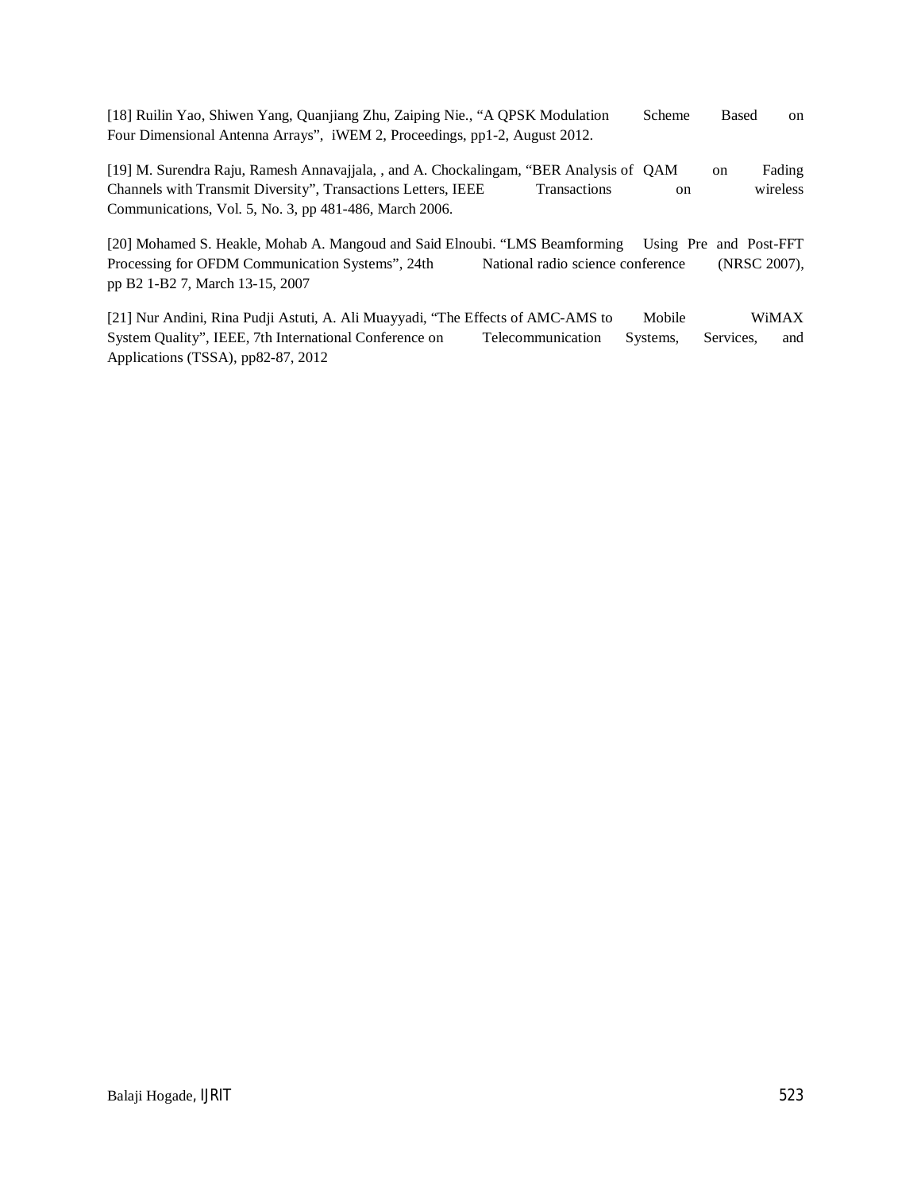[18] Ruilin Yao, Shiwen Yang, Quanjiang Zhu, Zaiping Nie., “A QPSK Modulation Scheme Based on Four Dimensional Antenna Arrays”, iWEM 2, Proceedings, pp1-2, August 2012.

[19] M. Surendra Raju, Ramesh Annavajjala, , and A. Chockalingam, “BER Analysis of QAM on Fading Channels with Transmit Diversity”, Transactions Letters, IEEE Transactions on wireless Communications, Vol. 5, No. 3, pp 481-486, March 2006.

[20] Mohamed S. Heakle, Mohab A. Mangoud and Said Elnoubi. “LMS Beamforming Using Pre and Post-FFT Processing for OFDM Communication Systems”, 24th National radio science conference (NRSC 2007), pp B2 1-B2 7, March 13-15, 2007

[21] Nur Andini, Rina Pudji Astuti, A. Ali Muayyadi, “The Effects of AMC-AMS to Mobile WiMAX System Quality”, IEEE, 7th International Conference on Telecommunication Systems, Services, and Applications (TSSA), pp82-87, 2012